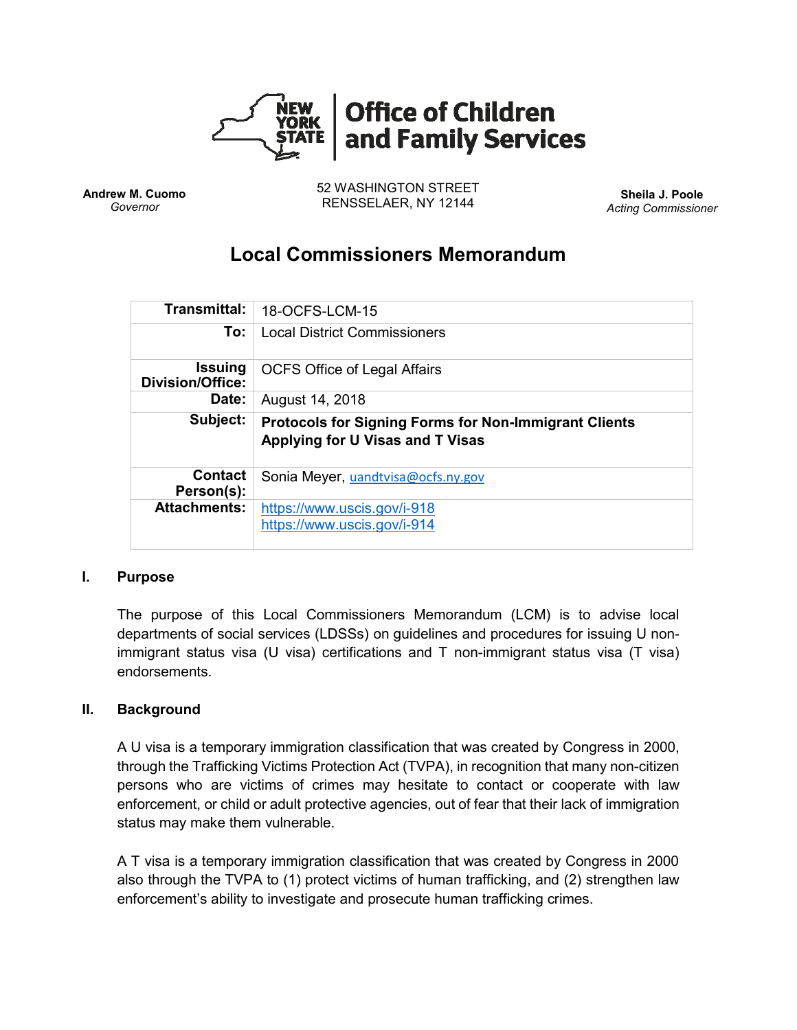NEW YORK STATE | Office of Children and Family Services

**Andrew M. Cuomo**
*Governor*

52 WASHINGTON STREET
RENSSELAER, NY 12144

**Sheila J. Poole**
*Acting Commissioner*

# Local Commissioners Memorandum

| | |
|---:|---|
| **Transmittal:** | 18-OCFS-LCM-15 |
| **To:** | Local District Commissioners |
| **Issuing Division/Office:** | OCFS Office of Legal Affairs |
| **Date:** | August 14, 2018 |
| **Subject:** | **Protocols for Signing Forms for Non-Immigrant Clients Applying for U Visas and T Visas** |
| **Contact Person(s):** | Sonia Meyer, uandtvisa@ocfs.ny.gov |
| **Attachments:** | https://www.uscis.gov/i-918<br>https://www.uscis.gov/i-914 |

## I. Purpose

The purpose of this Local Commissioners Memorandum (LCM) is to advise local departments of social services (LDSSs) on guidelines and procedures for issuing U non-immigrant status visa (U visa) certifications and T non-immigrant status visa (T visa) endorsements.

## II. Background

A U visa is a temporary immigration classification that was created by Congress in 2000, through the Trafficking Victims Protection Act (TVPA), in recognition that many non-citizen persons who are victims of crimes may hesitate to contact or cooperate with law enforcement, or child or adult protective agencies, out of fear that their lack of immigration status may make them vulnerable.

A T visa is a temporary immigration classification that was created by Congress in 2000 also through the TVPA to (1) protect victims of human trafficking, and (2) strengthen law enforcement's ability to investigate and prosecute human trafficking crimes.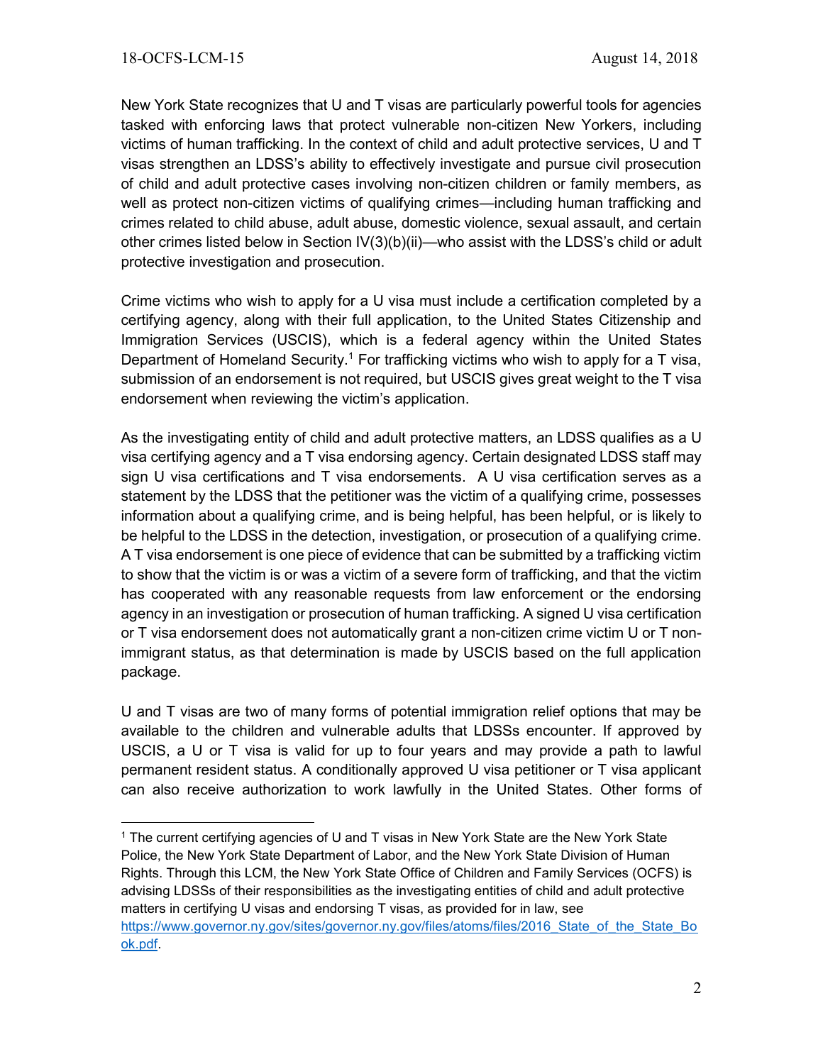New York State recognizes that U and T visas are particularly powerful tools for agencies tasked with enforcing laws that protect vulnerable non-citizen New Yorkers, including victims of human trafficking. In the context of child and adult protective services, U and T visas strengthen an LDSS's ability to effectively investigate and pursue civil prosecution of child and adult protective cases involving non-citizen children or family members, as well as protect non-citizen victims of qualifying crimes—including human trafficking and crimes related to child abuse, adult abuse, domestic violence, sexual assault, and certain other crimes listed below in Section IV(3)(b)(ii)—who assist with the LDSS's child or adult protective investigation and prosecution.

Crime victims who wish to apply for a U visa must include a certification completed by a certifying agency, along with their full application, to the United States Citizenship and Immigration Services (USCIS), which is a federal agency within the United States Department of Homeland Security.[1] For trafficking victims who wish to apply for a T visa, submission of an endorsement is not required, but USCIS gives great weight to the T visa endorsement when reviewing the victim's application.

As the investigating entity of child and adult protective matters, an LDSS qualifies as a U visa certifying agency and a T visa endorsing agency. Certain designated LDSS staff may sign U visa certifications and T visa endorsements. A U visa certification serves as a statement by the LDSS that the petitioner was the victim of a qualifying crime, possesses information about a qualifying crime, and is being helpful, has been helpful, or is likely to be helpful to the LDSS in the detection, investigation, or prosecution of a qualifying crime. A T visa endorsement is one piece of evidence that can be submitted by a trafficking victim to show that the victim is or was a victim of a severe form of trafficking, and that the victim has cooperated with any reasonable requests from law enforcement or the endorsing agency in an investigation or prosecution of human trafficking. A signed U visa certification or T visa endorsement does not automatically grant a non-citizen crime victim U or T non-immigrant status, as that determination is made by USCIS based on the full application package.

U and T visas are two of many forms of potential immigration relief options that may be available to the children and vulnerable adults that LDSSs encounter. If approved by USCIS, a U or T visa is valid for up to four years and may provide a path to lawful permanent resident status. A conditionally approved U visa petitioner or T visa applicant can also receive authorization to work lawfully in the United States. Other forms of

[1] The current certifying agencies of U and T visas in New York State are the New York State Police, the New York State Department of Labor, and the New York State Division of Human Rights. Through this LCM, the New York State Office of Children and Family Services (OCFS) is advising LDSSs of their responsibilities as the investigating entities of child and adult protective matters in certifying U visas and endorsing T visas, as provided for in law, see [https://www.governor.ny.gov/sites/governor.ny.gov/files/atoms/files/2016_State_of_the_State_Book.pdf](https://www.governor.ny.gov/sites/governor.ny.gov/files/atoms/files/2016_State_of_the_State_Book.pdf).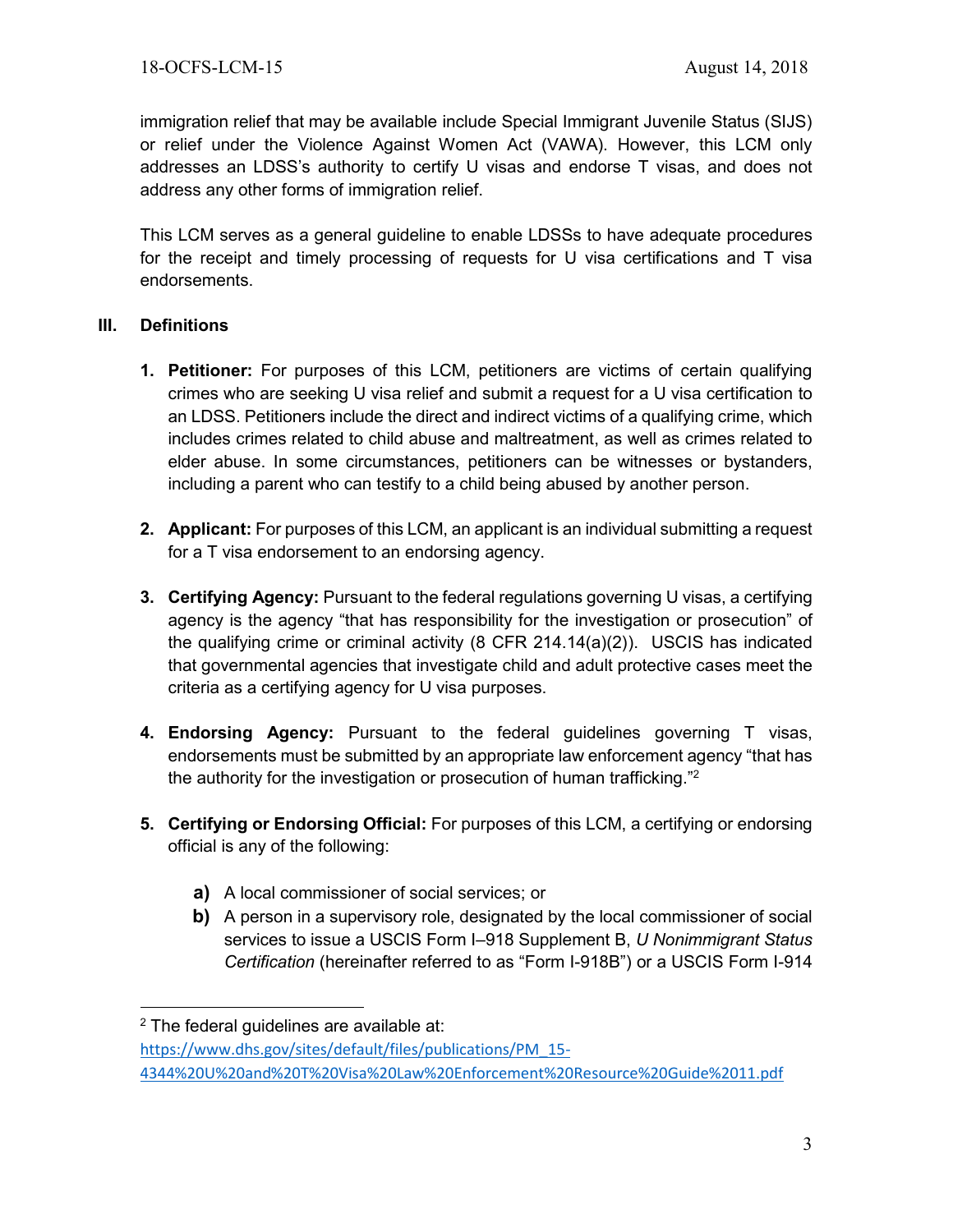immigration relief that may be available include Special Immigrant Juvenile Status (SIJS) or relief under the Violence Against Women Act (VAWA). However, this LCM only addresses an LDSS's authority to certify U visas and endorse T visas, and does not address any other forms of immigration relief.

This LCM serves as a general guideline to enable LDSSs to have adequate procedures for the receipt and timely processing of requests for U visa certifications and T visa endorsements.

## III. Definitions

1. **Petitioner:** For purposes of this LCM, petitioners are victims of certain qualifying crimes who are seeking U visa relief and submit a request for a U visa certification to an LDSS. Petitioners include the direct and indirect victims of a qualifying crime, which includes crimes related to child abuse and maltreatment, as well as crimes related to elder abuse. In some circumstances, petitioners can be witnesses or bystanders, including a parent who can testify to a child being abused by another person.

2. **Applicant:** For purposes of this LCM, an applicant is an individual submitting a request for a T visa endorsement to an endorsing agency.

3. **Certifying Agency:** Pursuant to the federal regulations governing U visas, a certifying agency is the agency "that has responsibility for the investigation or prosecution" of the qualifying crime or criminal activity (8 CFR 214.14(a)(2)). USCIS has indicated that governmental agencies that investigate child and adult protective cases meet the criteria as a certifying agency for U visa purposes.

4. **Endorsing Agency:** Pursuant to the federal guidelines governing T visas, endorsements must be submitted by an appropriate law enforcement agency "that has the authority for the investigation or prosecution of human trafficking."[2]

5. **Certifying or Endorsing Official:** For purposes of this LCM, a certifying or endorsing official is any of the following:

   **a)** A local commissioner of social services; or

   **b)** A person in a supervisory role, designated by the local commissioner of social services to issue a USCIS Form I–918 Supplement B, *U Nonimmigrant Status Certification* (hereinafter referred to as "Form I-918B") or a USCIS Form I-914

---

[2] The federal guidelines are available at: https://www.dhs.gov/sites/default/files/publications/PM_15-4344%20U%20and%20T%20Visa%20Law%20Enforcement%20Resource%20Guide%2011.pdf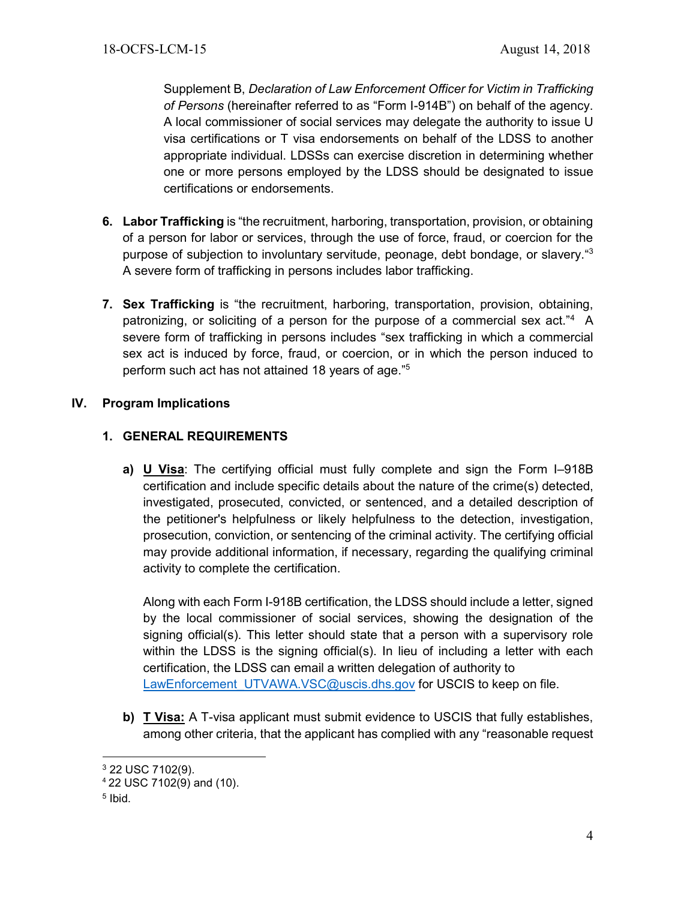Supplement B, *Declaration of Law Enforcement Officer for Victim in Trafficking of Persons* (hereinafter referred to as "Form I-914B") on behalf of the agency. A local commissioner of social services may delegate the authority to issue U visa certifications or T visa endorsements on behalf of the LDSS to another appropriate individual. LDSSs can exercise discretion in determining whether one or more persons employed by the LDSS should be designated to issue certifications or endorsements.

6. **Labor Trafficking** is "the recruitment, harboring, transportation, provision, or obtaining of a person for labor or services, through the use of force, fraud, or coercion for the purpose of subjection to involuntary servitude, peonage, debt bondage, or slavery."[3] A severe form of trafficking in persons includes labor trafficking.

7. **Sex Trafficking** is "the recruitment, harboring, transportation, provision, obtaining, patronizing, or soliciting of a person for the purpose of a commercial sex act."[4] A severe form of trafficking in persons includes "sex trafficking in which a commercial sex act is induced by force, fraud, or coercion, or in which the person induced to perform such act has not attained 18 years of age."[5]

## IV. Program Implications

### 1. GENERAL REQUIREMENTS

a) **U Visa**: The certifying official must fully complete and sign the Form I–918B certification and include specific details about the nature of the crime(s) detected, investigated, prosecuted, convicted, or sentenced, and a detailed description of the petitioner's helpfulness or likely helpfulness to the detection, investigation, prosecution, conviction, or sentencing of the criminal activity. The certifying official may provide additional information, if necessary, regarding the qualifying criminal activity to complete the certification.

   Along with each Form I-918B certification, the LDSS should include a letter, signed by the local commissioner of social services, showing the designation of the signing official(s). This letter should state that a person with a supervisory role within the LDSS is the signing official(s). In lieu of including a letter with each certification, the LDSS can email a written delegation of authority to LawEnforcement_UTVAWA.VSC@uscis.dhs.gov for USCIS to keep on file.

b) **T Visa:** A T-visa applicant must submit evidence to USCIS that fully establishes, among other criteria, that the applicant has complied with any "reasonable request

---

[3] 22 USC 7102(9).
[4] 22 USC 7102(9) and (10).
[5] Ibid.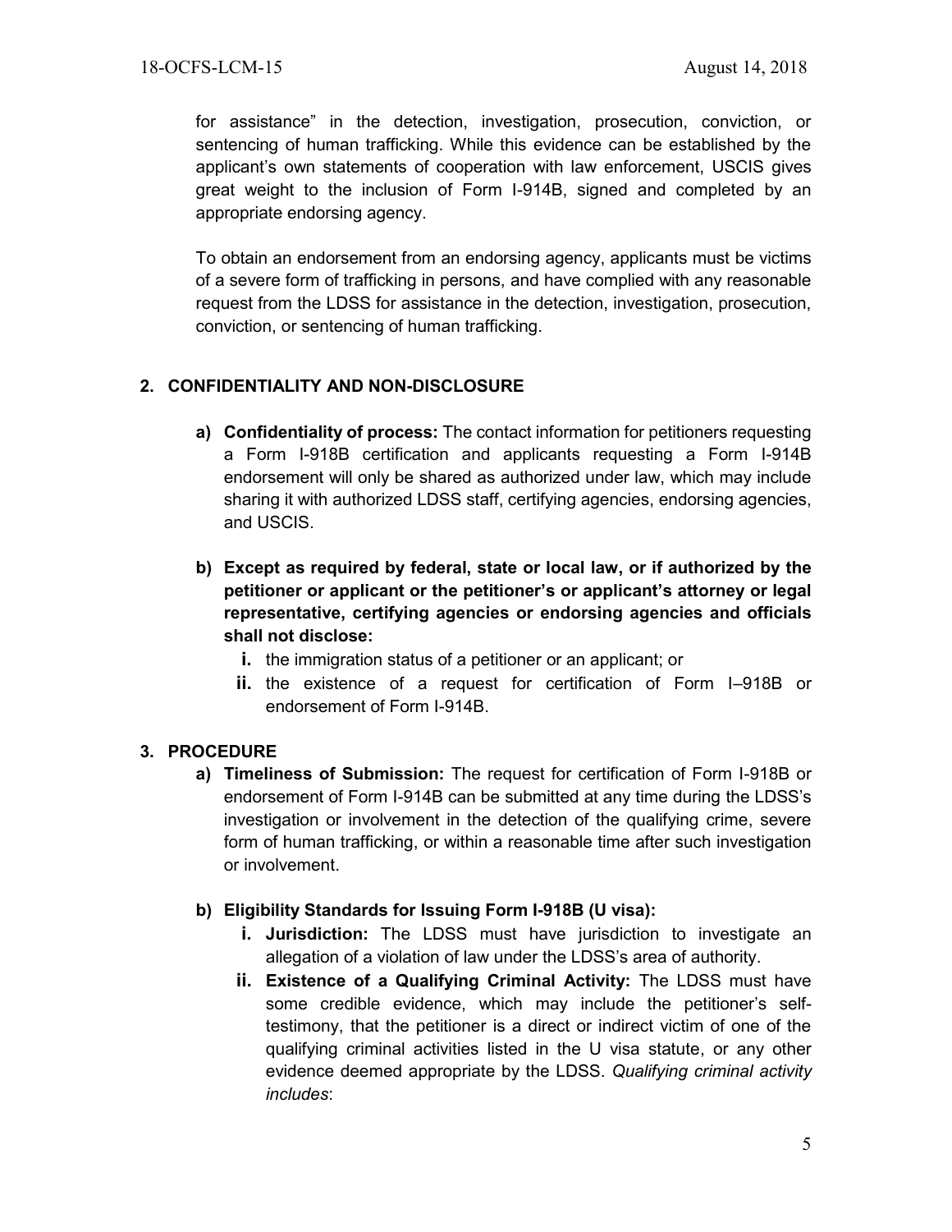for assistance" in the detection, investigation, prosecution, conviction, or sentencing of human trafficking. While this evidence can be established by the applicant's own statements of cooperation with law enforcement, USCIS gives great weight to the inclusion of Form I-914B, signed and completed by an appropriate endorsing agency.

To obtain an endorsement from an endorsing agency, applicants must be victims of a severe form of trafficking in persons, and have complied with any reasonable request from the LDSS for assistance in the detection, investigation, prosecution, conviction, or sentencing of human trafficking.

## 2. CONFIDENTIALITY AND NON-DISCLOSURE

a) **Confidentiality of process:** The contact information for petitioners requesting a Form I-918B certification and applicants requesting a Form I-914B endorsement will only be shared as authorized under law, which may include sharing it with authorized LDSS staff, certifying agencies, endorsing agencies, and USCIS.

b) **Except as required by federal, state or local law, or if authorized by the petitioner or applicant or the petitioner's or applicant's attorney or legal representative, certifying agencies or endorsing agencies and officials shall not disclose:**
   - **i.** the immigration status of a petitioner or an applicant; or
   - **ii.** the existence of a request for certification of Form I–918B or endorsement of Form I-914B.

## 3. PROCEDURE

a) **Timeliness of Submission:** The request for certification of Form I-918B or endorsement of Form I-914B can be submitted at any time during the LDSS's investigation or involvement in the detection of the qualifying crime, severe form of human trafficking, or within a reasonable time after such investigation or involvement.

b) **Eligibility Standards for Issuing Form I-918B (U visa):**
   - **i. Jurisdiction:** The LDSS must have jurisdiction to investigate an allegation of a violation of law under the LDSS's area of authority.
   - **ii. Existence of a Qualifying Criminal Activity:** The LDSS must have some credible evidence, which may include the petitioner's self-testimony, that the petitioner is a direct or indirect victim of one of the qualifying criminal activities listed in the U visa statute, or any other evidence deemed appropriate by the LDSS. *Qualifying criminal activity includes*: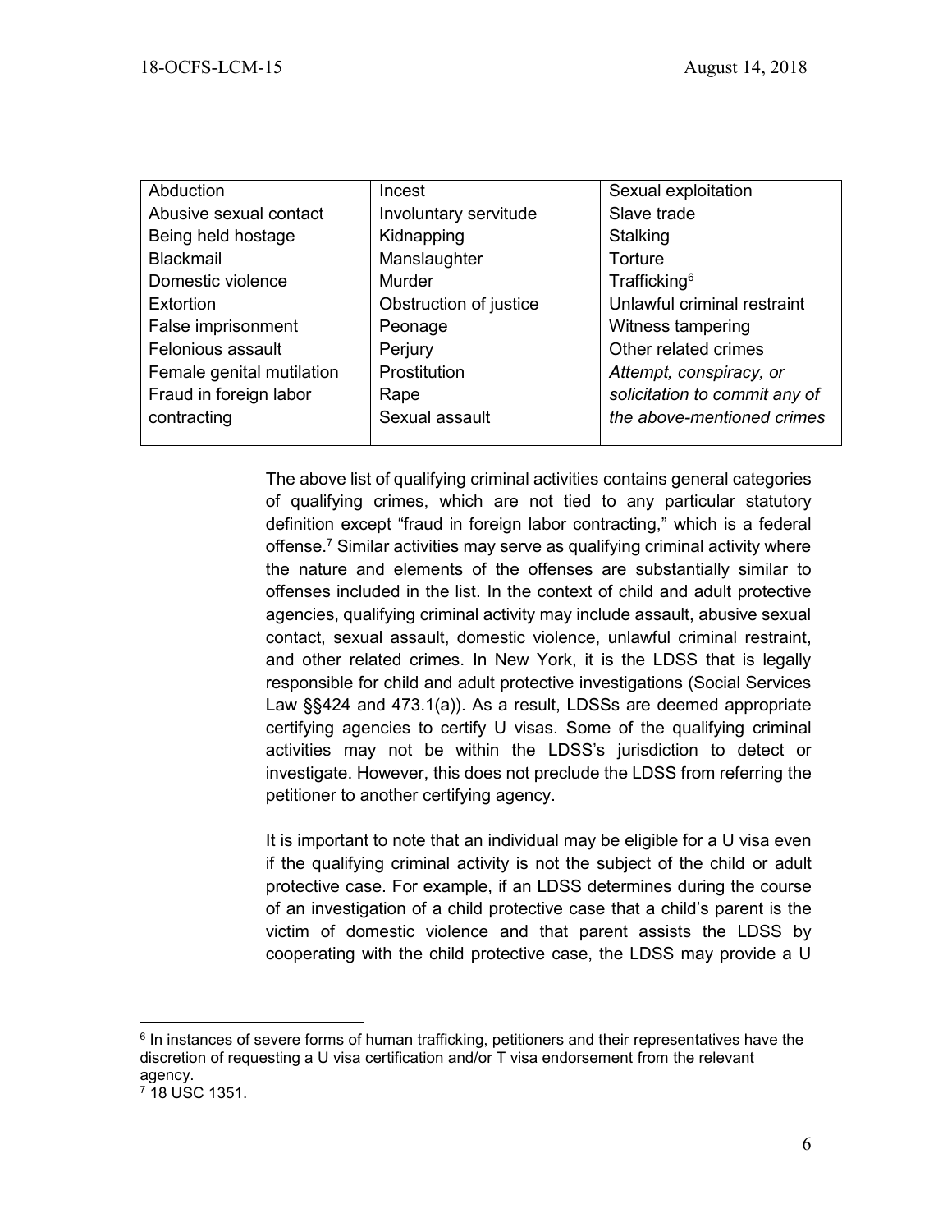| | | |
|---|---|---|
| Abduction | Incest | Sexual exploitation |
| Abusive sexual contact | Involuntary servitude | Slave trade |
| Being held hostage | Kidnapping | Stalking |
| Blackmail | Manslaughter | Torture |
| Domestic violence | Murder | Trafficking[6] |
| Extortion | Obstruction of justice | Unlawful criminal restraint |
| False imprisonment | Peonage | Witness tampering |
| Felonious assault | Perjury | Other related crimes |
| Female genital mutilation | Prostitution | *Attempt, conspiracy, or* |
| Fraud in foreign labor contracting | Rape | *solicitation to commit any of* |
| | Sexual assault | *the above-mentioned crimes* |

The above list of qualifying criminal activities contains general categories of qualifying crimes, which are not tied to any particular statutory definition except "fraud in foreign labor contracting," which is a federal offense.[7] Similar activities may serve as qualifying criminal activity where the nature and elements of the offenses are substantially similar to offenses included in the list. In the context of child and adult protective agencies, qualifying criminal activity may include assault, abusive sexual contact, sexual assault, domestic violence, unlawful criminal restraint, and other related crimes. In New York, it is the LDSS that is legally responsible for child and adult protective investigations (Social Services Law §§424 and 473.1(a)). As a result, LDSSs are deemed appropriate certifying agencies to certify U visas. Some of the qualifying criminal activities may not be within the LDSS's jurisdiction to detect or investigate. However, this does not preclude the LDSS from referring the petitioner to another certifying agency.

It is important to note that an individual may be eligible for a U visa even if the qualifying criminal activity is not the subject of the child or adult protective case. For example, if an LDSS determines during the course of an investigation of a child protective case that a child's parent is the victim of domestic violence and that parent assists the LDSS by cooperating with the child protective case, the LDSS may provide a U

[6] In instances of severe forms of human trafficking, petitioners and their representatives have the discretion of requesting a U visa certification and/or T visa endorsement from the relevant agency.

[7] 18 USC 1351.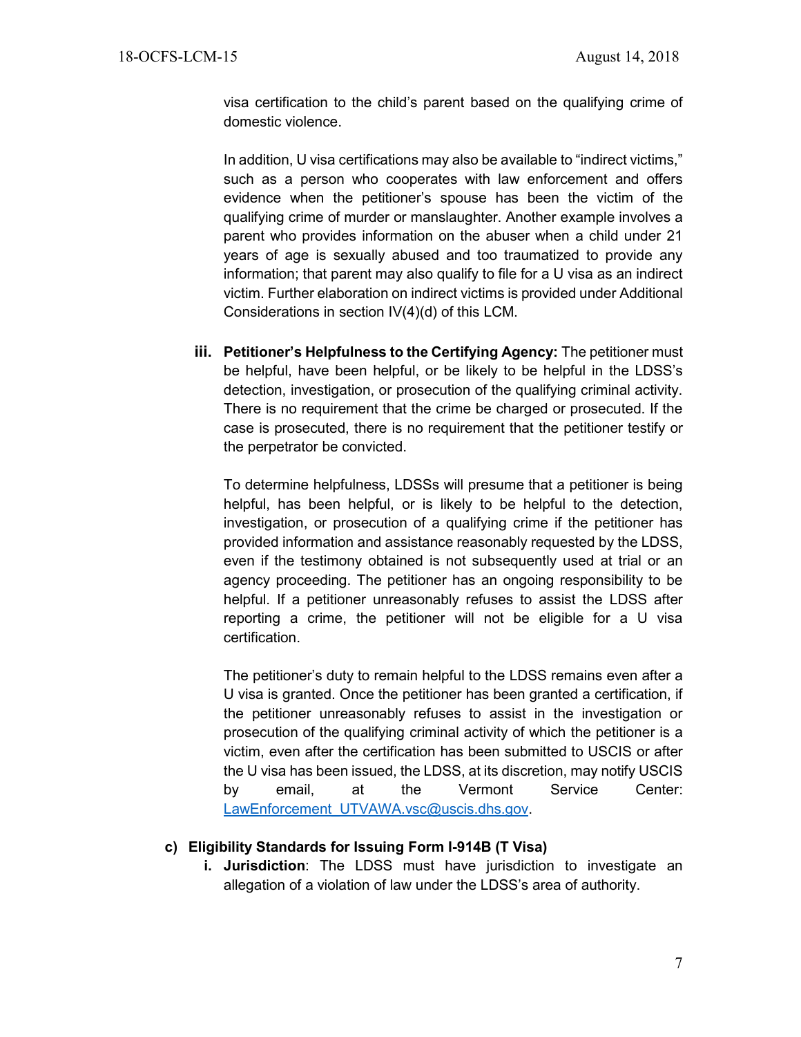visa certification to the child's parent based on the qualifying crime of domestic violence.

In addition, U visa certifications may also be available to "indirect victims," such as a person who cooperates with law enforcement and offers evidence when the petitioner's spouse has been the victim of the qualifying crime of murder or manslaughter. Another example involves a parent who provides information on the abuser when a child under 21 years of age is sexually abused and too traumatized to provide any information; that parent may also qualify to file for a U visa as an indirect victim. Further elaboration on indirect victims is provided under Additional Considerations in section IV(4)(d) of this LCM.

iii. **Petitioner's Helpfulness to the Certifying Agency:** The petitioner must be helpful, have been helpful, or be likely to be helpful in the LDSS's detection, investigation, or prosecution of the qualifying criminal activity. There is no requirement that the crime be charged or prosecuted. If the case is prosecuted, there is no requirement that the petitioner testify or the perpetrator be convicted.

   To determine helpfulness, LDSSs will presume that a petitioner is being helpful, has been helpful, or is likely to be helpful to the detection, investigation, or prosecution of a qualifying crime if the petitioner has provided information and assistance reasonably requested by the LDSS, even if the testimony obtained is not subsequently used at trial or an agency proceeding. The petitioner has an ongoing responsibility to be helpful. If a petitioner unreasonably refuses to assist the LDSS after reporting a crime, the petitioner will not be eligible for a U visa certification.

   The petitioner's duty to remain helpful to the LDSS remains even after a U visa is granted. Once the petitioner has been granted a certification, if the petitioner unreasonably refuses to assist in the investigation or prosecution of the qualifying criminal activity of which the petitioner is a victim, even after the certification has been submitted to USCIS or after the U visa has been issued, the LDSS, at its discretion, may notify USCIS by email, at the Vermont Service Center: LawEnforcement_UTVAWA.vsc@uscis.dhs.gov.

**c) Eligibility Standards for Issuing Form I-914B (T Visa)**

i. **Jurisdiction**: The LDSS must have jurisdiction to investigate an allegation of a violation of law under the LDSS's area of authority.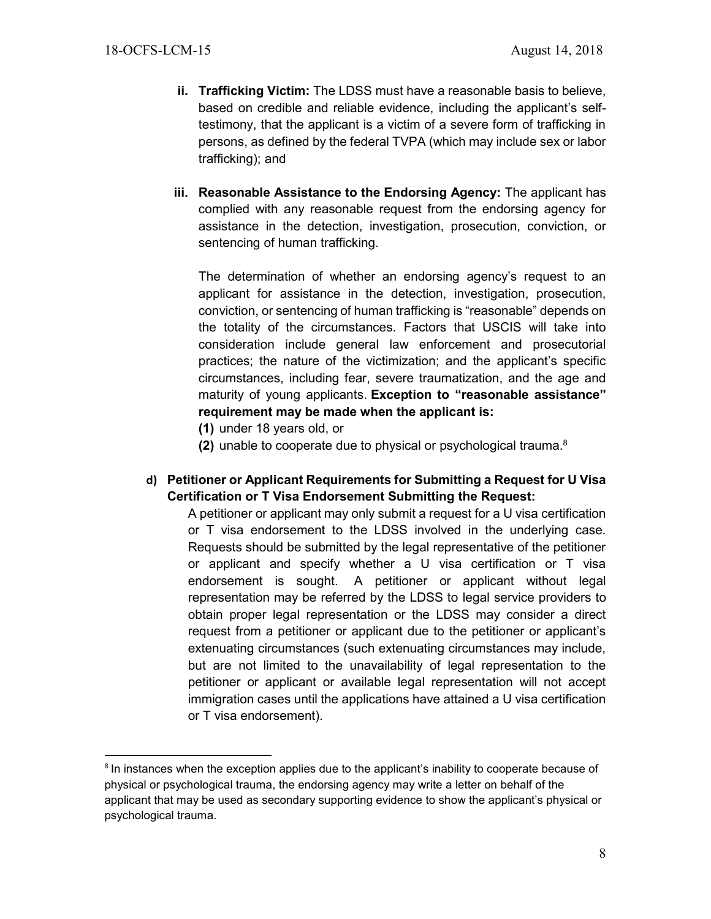ii. **Trafficking Victim:** The LDSS must have a reasonable basis to believe, based on credible and reliable evidence, including the applicant's self-testimony, that the applicant is a victim of a severe form of trafficking in persons, as defined by the federal TVPA (which may include sex or labor trafficking); and

iii. **Reasonable Assistance to the Endorsing Agency:** The applicant has complied with any reasonable request from the endorsing agency for assistance in the detection, investigation, prosecution, conviction, or sentencing of human trafficking.

The determination of whether an endorsing agency's request to an applicant for assistance in the detection, investigation, prosecution, conviction, or sentencing of human trafficking is "reasonable" depends on the totality of the circumstances. Factors that USCIS will take into consideration include general law enforcement and prosecutorial practices; the nature of the victimization; and the applicant's specific circumstances, including fear, severe traumatization, and the age and maturity of young applicants. **Exception to "reasonable assistance" requirement may be made when the applicant is:**

**(1)** under 18 years old, or

**(2)** unable to cooperate due to physical or psychological trauma.[8]

**d) Petitioner or Applicant Requirements for Submitting a Request for U Visa Certification or T Visa Endorsement Submitting the Request:**

A petitioner or applicant may only submit a request for a U visa certification or T visa endorsement to the LDSS involved in the underlying case. Requests should be submitted by the legal representative of the petitioner or applicant and specify whether a U visa certification or T visa endorsement is sought. A petitioner or applicant without legal representation may be referred by the LDSS to legal service providers to obtain proper legal representation or the LDSS may consider a direct request from a petitioner or applicant due to the petitioner or applicant's extenuating circumstances (such extenuating circumstances may include, but are not limited to the unavailability of legal representation to the petitioner or applicant or available legal representation will not accept immigration cases until the applications have attained a U visa certification or T visa endorsement).

---

[8] In instances when the exception applies due to the applicant's inability to cooperate because of physical or psychological trauma, the endorsing agency may write a letter on behalf of the applicant that may be used as secondary supporting evidence to show the applicant's physical or psychological trauma.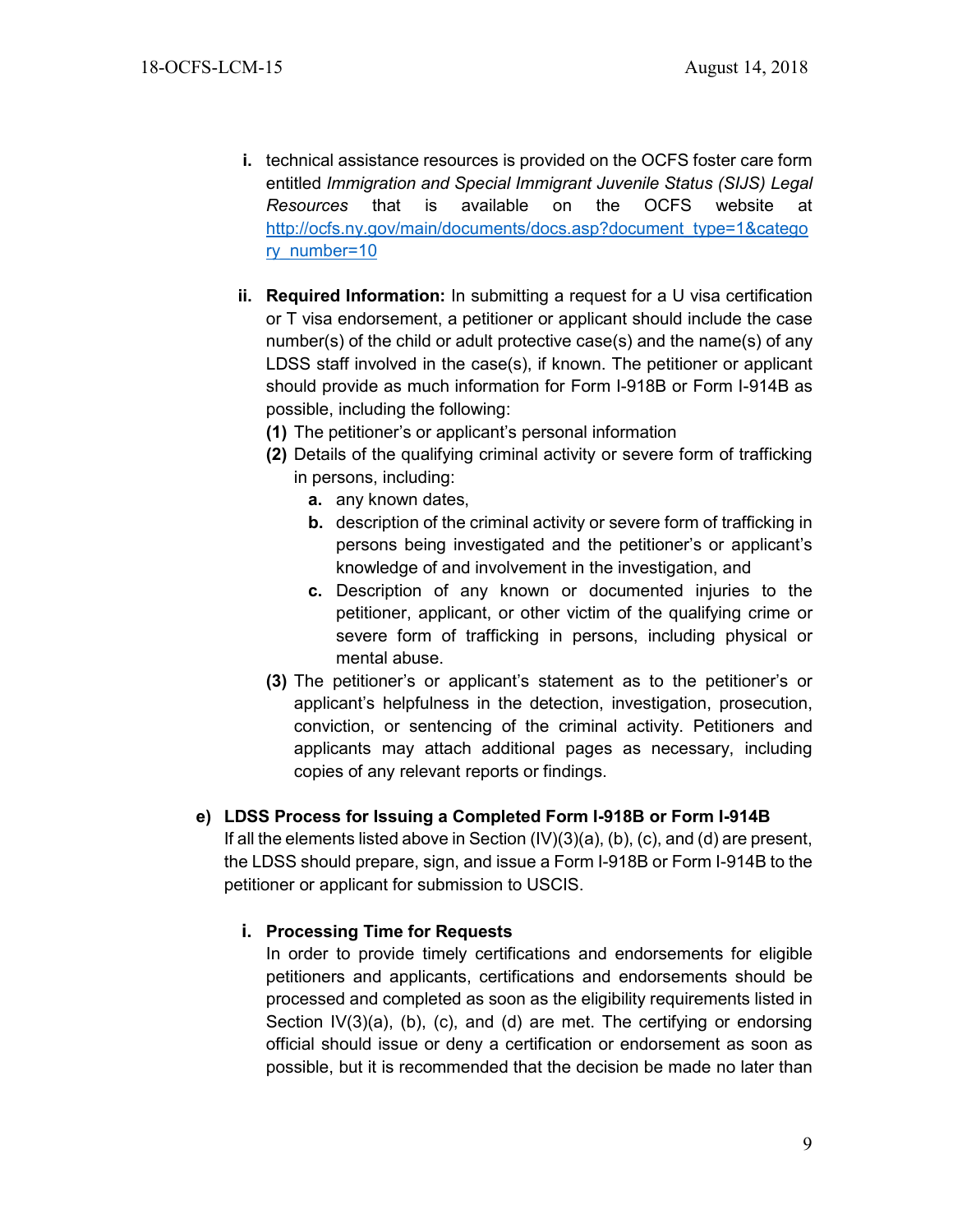i. technical assistance resources is provided on the OCFS foster care form entitled *Immigration and Special Immigrant Juvenile Status (SIJS) Legal Resources* that is available on the OCFS website at [http://ocfs.ny.gov/main/documents/docs.asp?document_type=1&category_number=10](http://ocfs.ny.gov/main/documents/docs.asp?document_type=1&category_number=10)

ii. **Required Information:** In submitting a request for a U visa certification or T visa endorsement, a petitioner or applicant should include the case number(s) of the child or adult protective case(s) and the name(s) of any LDSS staff involved in the case(s), if known. The petitioner or applicant should provide as much information for Form I-918B or Form I-914B as possible, including the following:

   **(1)** The petitioner's or applicant's personal information

   **(2)** Details of the qualifying criminal activity or severe form of trafficking in persons, including:

      **a.** any known dates,

      **b.** description of the criminal activity or severe form of trafficking in persons being investigated and the petitioner's or applicant's knowledge of and involvement in the investigation, and

      **c.** Description of any known or documented injuries to the petitioner, applicant, or other victim of the qualifying crime or severe form of trafficking in persons, including physical or mental abuse.

   **(3)** The petitioner's or applicant's statement as to the petitioner's or applicant's helpfulness in the detection, investigation, prosecution, conviction, or sentencing of the criminal activity. Petitioners and applicants may attach additional pages as necessary, including copies of any relevant reports or findings.

**e) LDSS Process for Issuing a Completed Form I-918B or Form I-914B**

If all the elements listed above in Section (IV)(3)(a), (b), (c), and (d) are present, the LDSS should prepare, sign, and issue a Form I-918B or Form I-914B to the petitioner or applicant for submission to USCIS.

i. **Processing Time for Requests**

In order to provide timely certifications and endorsements for eligible petitioners and applicants, certifications and endorsements should be processed and completed as soon as the eligibility requirements listed in Section IV(3)(a), (b), (c), and (d) are met. The certifying or endorsing official should issue or deny a certification or endorsement as soon as possible, but it is recommended that the decision be made no later than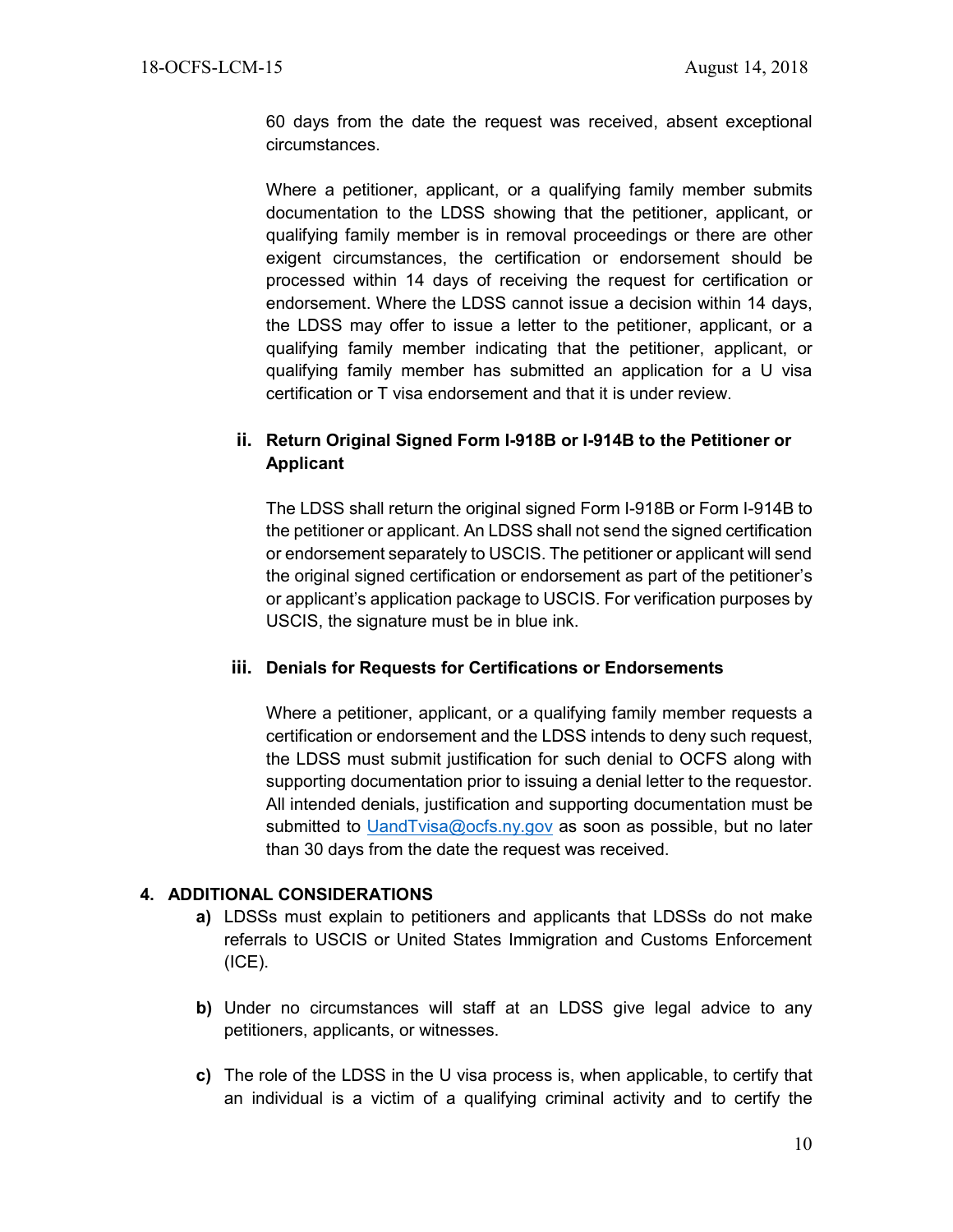60 days from the date the request was received, absent exceptional circumstances.

Where a petitioner, applicant, or a qualifying family member submits documentation to the LDSS showing that the petitioner, applicant, or qualifying family member is in removal proceedings or there are other exigent circumstances, the certification or endorsement should be processed within 14 days of receiving the request for certification or endorsement. Where the LDSS cannot issue a decision within 14 days, the LDSS may offer to issue a letter to the petitioner, applicant, or a qualifying family member indicating that the petitioner, applicant, or qualifying family member has submitted an application for a U visa certification or T visa endorsement and that it is under review.

**ii. Return Original Signed Form I-918B or I-914B to the Petitioner or Applicant**

The LDSS shall return the original signed Form I-918B or Form I-914B to the petitioner or applicant. An LDSS shall not send the signed certification or endorsement separately to USCIS. The petitioner or applicant will send the original signed certification or endorsement as part of the petitioner's or applicant's application package to USCIS. For verification purposes by USCIS, the signature must be in blue ink.

**iii. Denials for Requests for Certifications or Endorsements**

Where a petitioner, applicant, or a qualifying family member requests a certification or endorsement and the LDSS intends to deny such request, the LDSS must submit justification for such denial to OCFS along with supporting documentation prior to issuing a denial letter to the requestor. All intended denials, justification and supporting documentation must be submitted to UandTvisa@ocfs.ny.gov as soon as possible, but no later than 30 days from the date the request was received.

## 4. ADDITIONAL CONSIDERATIONS

**a)** LDSSs must explain to petitioners and applicants that LDSSs do not make referrals to USCIS or United States Immigration and Customs Enforcement (ICE).

**b)** Under no circumstances will staff at an LDSS give legal advice to any petitioners, applicants, or witnesses.

**c)** The role of the LDSS in the U visa process is, when applicable, to certify that an individual is a victim of a qualifying criminal activity and to certify the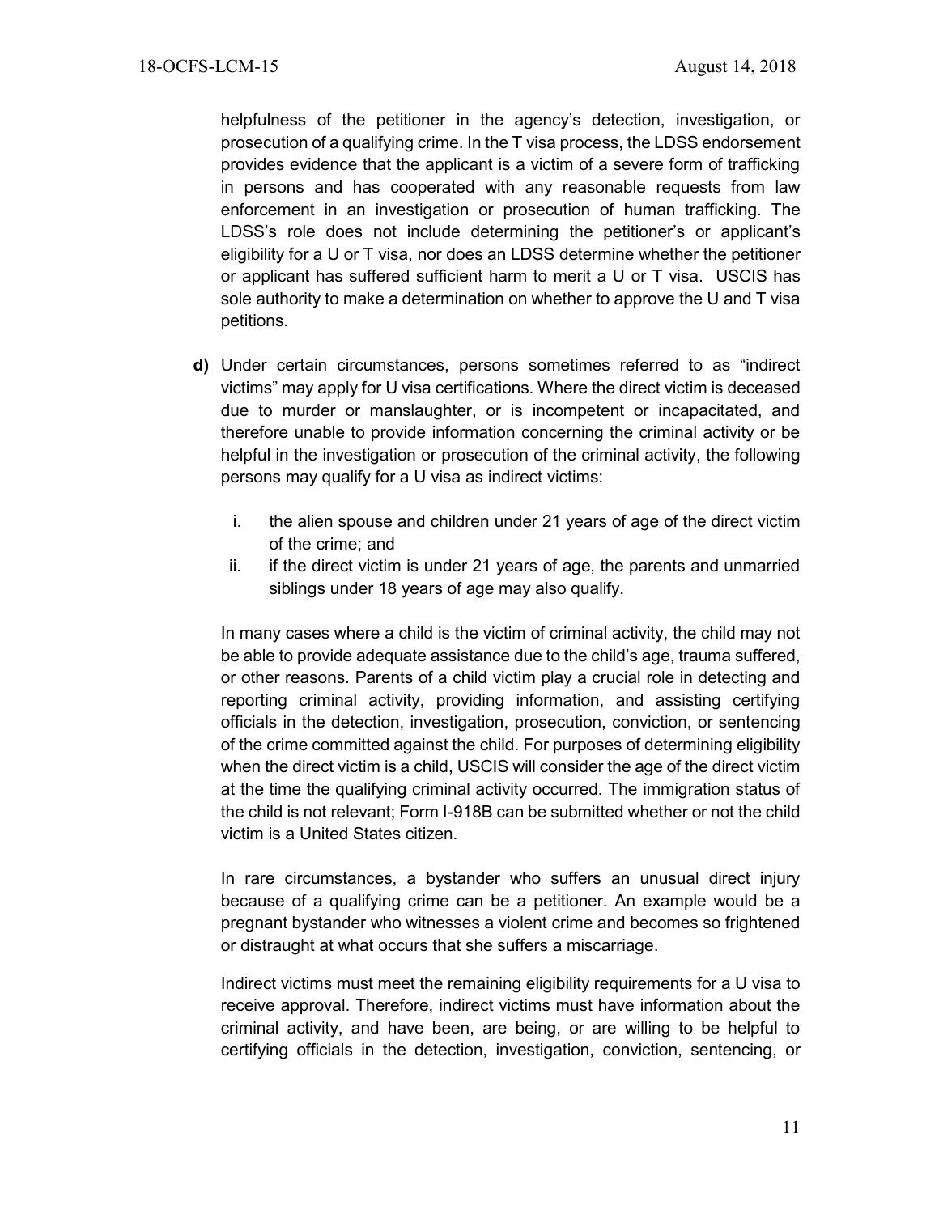helpfulness of the petitioner in the agency's detection, investigation, or prosecution of a qualifying crime. In the T visa process, the LDSS endorsement provides evidence that the applicant is a victim of a severe form of trafficking in persons and has cooperated with any reasonable requests from law enforcement in an investigation or prosecution of human trafficking. The LDSS's role does not include determining the petitioner's or applicant's eligibility for a U or T visa, nor does an LDSS determine whether the petitioner or applicant has suffered sufficient harm to merit a U or T visa. USCIS has sole authority to make a determination on whether to approve the U and T visa petitions.

**d)** Under certain circumstances, persons sometimes referred to as "indirect victims" may apply for U visa certifications. Where the direct victim is deceased due to murder or manslaughter, or is incompetent or incapacitated, and therefore unable to provide information concerning the criminal activity or be helpful in the investigation or prosecution of the criminal activity, the following persons may qualify for a U visa as indirect victims:

   i. the alien spouse and children under 21 years of age of the direct victim of the crime; and

   ii. if the direct victim is under 21 years of age, the parents and unmarried siblings under 18 years of age may also qualify.

   In many cases where a child is the victim of criminal activity, the child may not be able to provide adequate assistance due to the child's age, trauma suffered, or other reasons. Parents of a child victim play a crucial role in detecting and reporting criminal activity, providing information, and assisting certifying officials in the detection, investigation, prosecution, conviction, or sentencing of the crime committed against the child. For purposes of determining eligibility when the direct victim is a child, USCIS will consider the age of the direct victim at the time the qualifying criminal activity occurred. The immigration status of the child is not relevant; Form I-918B can be submitted whether or not the child victim is a United States citizen.

   In rare circumstances, a bystander who suffers an unusual direct injury because of a qualifying crime can be a petitioner. An example would be a pregnant bystander who witnesses a violent crime and becomes so frightened or distraught at what occurs that she suffers a miscarriage.

   Indirect victims must meet the remaining eligibility requirements for a U visa to receive approval. Therefore, indirect victims must have information about the criminal activity, and have been, are being, or are willing to be helpful to certifying officials in the detection, investigation, conviction, sentencing, or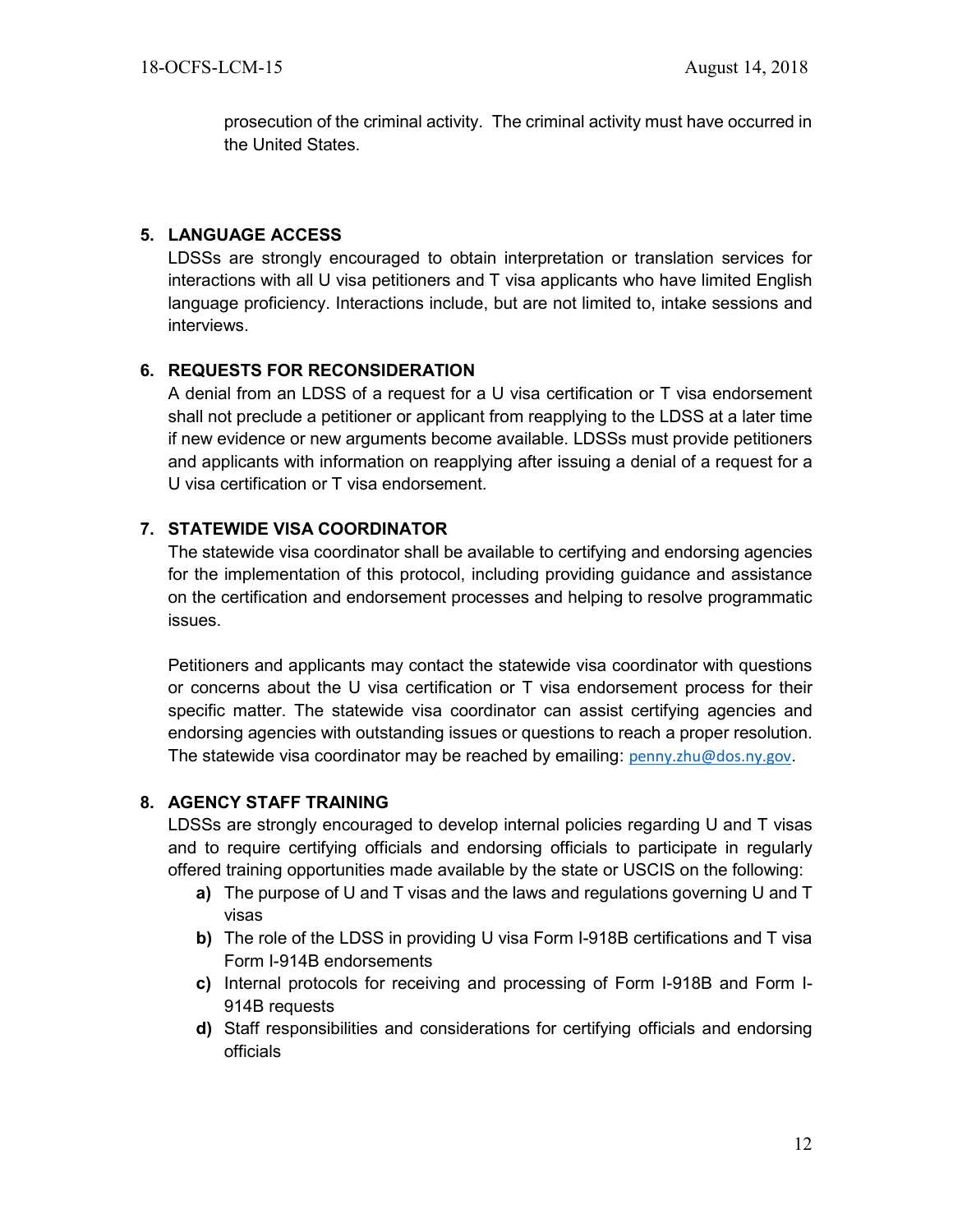prosecution of the criminal activity. The criminal activity must have occurred in the United States.

## 5. LANGUAGE ACCESS

LDSSs are strongly encouraged to obtain interpretation or translation services for interactions with all U visa petitioners and T visa applicants who have limited English language proficiency. Interactions include, but are not limited to, intake sessions and interviews.

## 6. REQUESTS FOR RECONSIDERATION

A denial from an LDSS of a request for a U visa certification or T visa endorsement shall not preclude a petitioner or applicant from reapplying to the LDSS at a later time if new evidence or new arguments become available. LDSSs must provide petitioners and applicants with information on reapplying after issuing a denial of a request for a U visa certification or T visa endorsement.

## 7. STATEWIDE VISA COORDINATOR

The statewide visa coordinator shall be available to certifying and endorsing agencies for the implementation of this protocol, including providing guidance and assistance on the certification and endorsement processes and helping to resolve programmatic issues.

Petitioners and applicants may contact the statewide visa coordinator with questions or concerns about the U visa certification or T visa endorsement process for their specific matter. The statewide visa coordinator can assist certifying agencies and endorsing agencies with outstanding issues or questions to reach a proper resolution. The statewide visa coordinator may be reached by emailing: penny.zhu@dos.ny.gov.

## 8. AGENCY STAFF TRAINING

LDSSs are strongly encouraged to develop internal policies regarding U and T visas and to require certifying officials and endorsing officials to participate in regularly offered training opportunities made available by the state or USCIS on the following:

- **a)** The purpose of U and T visas and the laws and regulations governing U and T visas
- **b)** The role of the LDSS in providing U visa Form I-918B certifications and T visa Form I-914B endorsements
- **c)** Internal protocols for receiving and processing of Form I-918B and Form I-914B requests
- **d)** Staff responsibilities and considerations for certifying officials and endorsing officials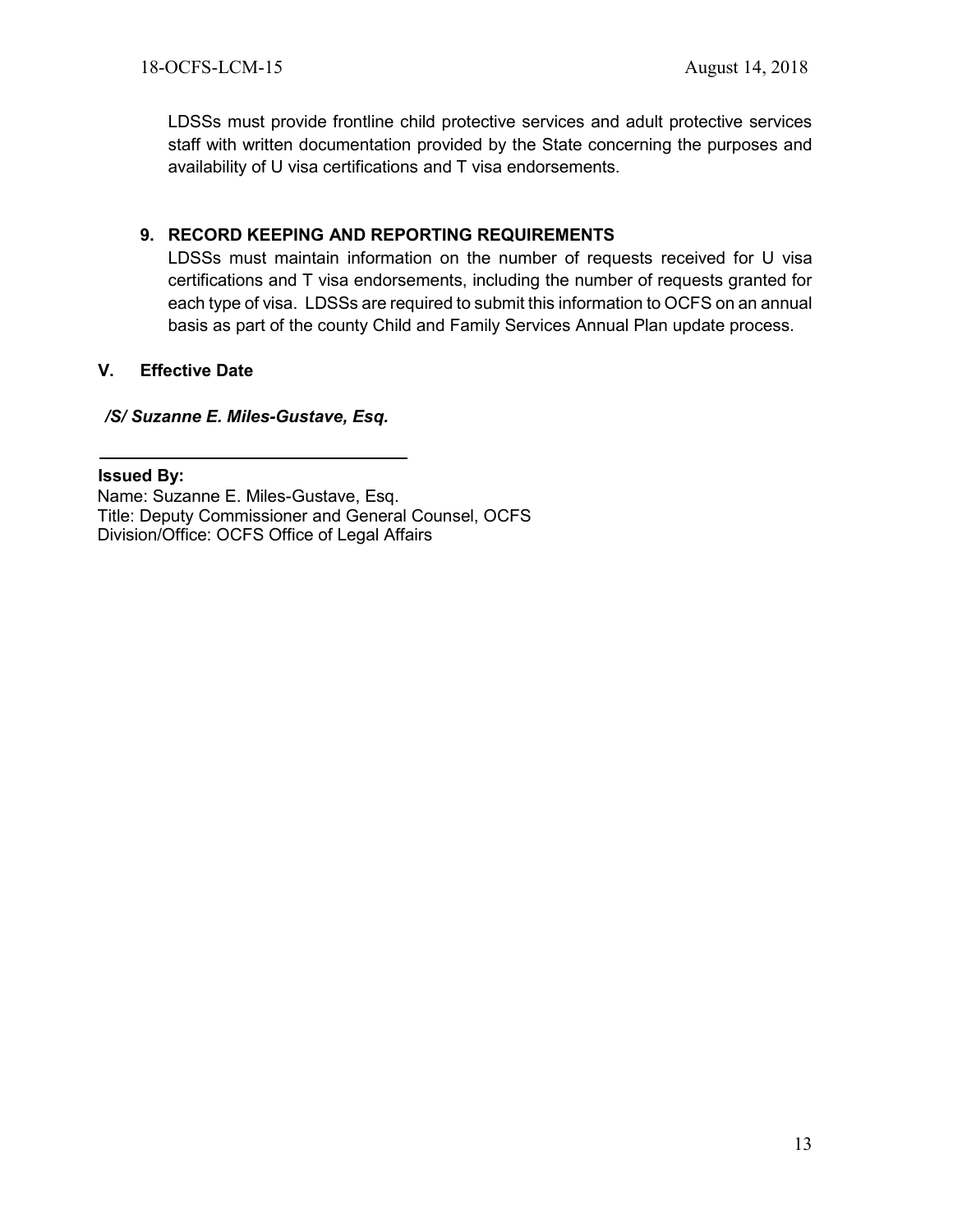LDSSs must provide frontline child protective services and adult protective services staff with written documentation provided by the State concerning the purposes and availability of U visa certifications and T visa endorsements.

### 9. RECORD KEEPING AND REPORTING REQUIREMENTS

LDSSs must maintain information on the number of requests received for U visa certifications and T visa endorsements, including the number of requests granted for each type of visa. LDSSs are required to submit this information to OCFS on an annual basis as part of the county Child and Family Services Annual Plan update process.

## V. Effective Date

***/S/ Suzanne E. Miles-Gustave, Esq.***

---

**Issued By:**
Name: Suzanne E. Miles-Gustave, Esq.
Title: Deputy Commissioner and General Counsel, OCFS
Division/Office: OCFS Office of Legal Affairs